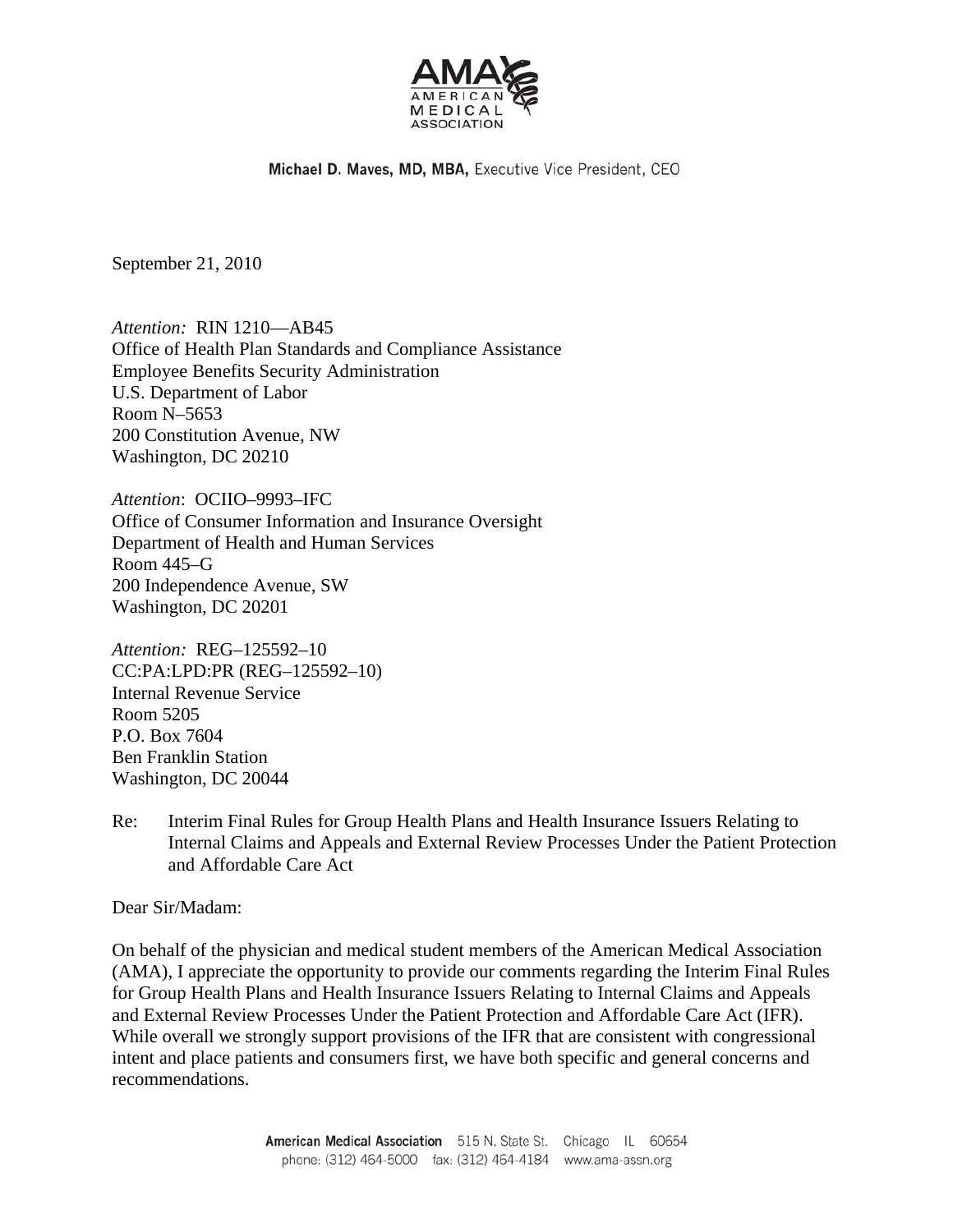Michael D. Maves, MD, MBA, Executive Vice President, CEO

September 21, 2010

*Attention:* RIN 1210—AB45
Office of Health Plan Standards and Compliance Assistance
Employee Benefits Security Administration
U.S. Department of Labor
Room N–5653
200 Constitution Avenue, NW
Washington, DC 20210

*Attention*: OCIIO–9993–IFC
Office of Consumer Information and Insurance Oversight
Department of Health and Human Services
Room 445–G
200 Independence Avenue, SW
Washington, DC 20201

*Attention:* REG–125592–10
CC:PA:LPD:PR (REG–125592–10)
Internal Revenue Service
Room 5205
P.O. Box 7604
Ben Franklin Station
Washington, DC 20044

Re: Interim Final Rules for Group Health Plans and Health Insurance Issuers Relating to Internal Claims and Appeals and External Review Processes Under the Patient Protection and Affordable Care Act

Dear Sir/Madam:

On behalf of the physician and medical student members of the American Medical Association (AMA), I appreciate the opportunity to provide our comments regarding the Interim Final Rules for Group Health Plans and Health Insurance Issuers Relating to Internal Claims and Appeals and External Review Processes Under the Patient Protection and Affordable Care Act (IFR). While overall we strongly support provisions of the IFR that are consistent with congressional intent and place patients and consumers first, we have both specific and general concerns and recommendations.

American Medical Association 515 N. State St. Chicago IL 60654
phone: (312) 464-5000 fax: (312) 464-4184 www.ama-assn.org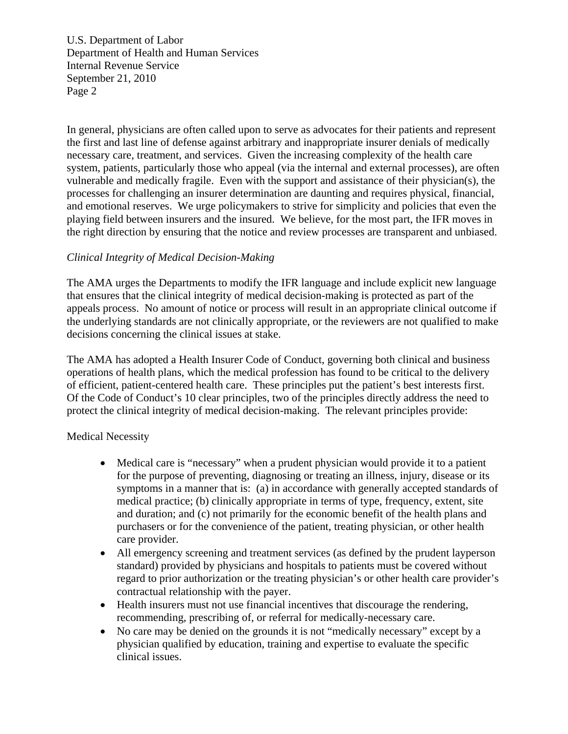In general, physicians are often called upon to serve as advocates for their patients and represent the first and last line of defense against arbitrary and inappropriate insurer denials of medically necessary care, treatment, and services. Given the increasing complexity of the health care system, patients, particularly those who appeal (via the internal and external processes), are often vulnerable and medically fragile. Even with the support and assistance of their physician(s), the processes for challenging an insurer determination are daunting and requires physical, financial, and emotional reserves. We urge policymakers to strive for simplicity and policies that even the playing field between insurers and the insured. We believe, for the most part, the IFR moves in the right direction by ensuring that the notice and review processes are transparent and unbiased.

*Clinical Integrity of Medical Decision-Making*

The AMA urges the Departments to modify the IFR language and include explicit new language that ensures that the clinical integrity of medical decision-making is protected as part of the appeals process. No amount of notice or process will result in an appropriate clinical outcome if the underlying standards are not clinically appropriate, or the reviewers are not qualified to make decisions concerning the clinical issues at stake.

The AMA has adopted a Health Insurer Code of Conduct, governing both clinical and business operations of health plans, which the medical profession has found to be critical to the delivery of efficient, patient-centered health care. These principles put the patient's best interests first. Of the Code of Conduct's 10 clear principles, two of the principles directly address the need to protect the clinical integrity of medical decision-making. The relevant principles provide:

Medical Necessity

- Medical care is "necessary" when a prudent physician would provide it to a patient for the purpose of preventing, diagnosing or treating an illness, injury, disease or its symptoms in a manner that is: (a) in accordance with generally accepted standards of medical practice; (b) clinically appropriate in terms of type, frequency, extent, site and duration; and (c) not primarily for the economic benefit of the health plans and purchasers or for the convenience of the patient, treating physician, or other health care provider.
- All emergency screening and treatment services (as defined by the prudent layperson standard) provided by physicians and hospitals to patients must be covered without regard to prior authorization or the treating physician's or other health care provider's contractual relationship with the payer.
- Health insurers must not use financial incentives that discourage the rendering, recommending, prescribing of, or referral for medically-necessary care.
- No care may be denied on the grounds it is not "medically necessary" except by a physician qualified by education, training and expertise to evaluate the specific clinical issues.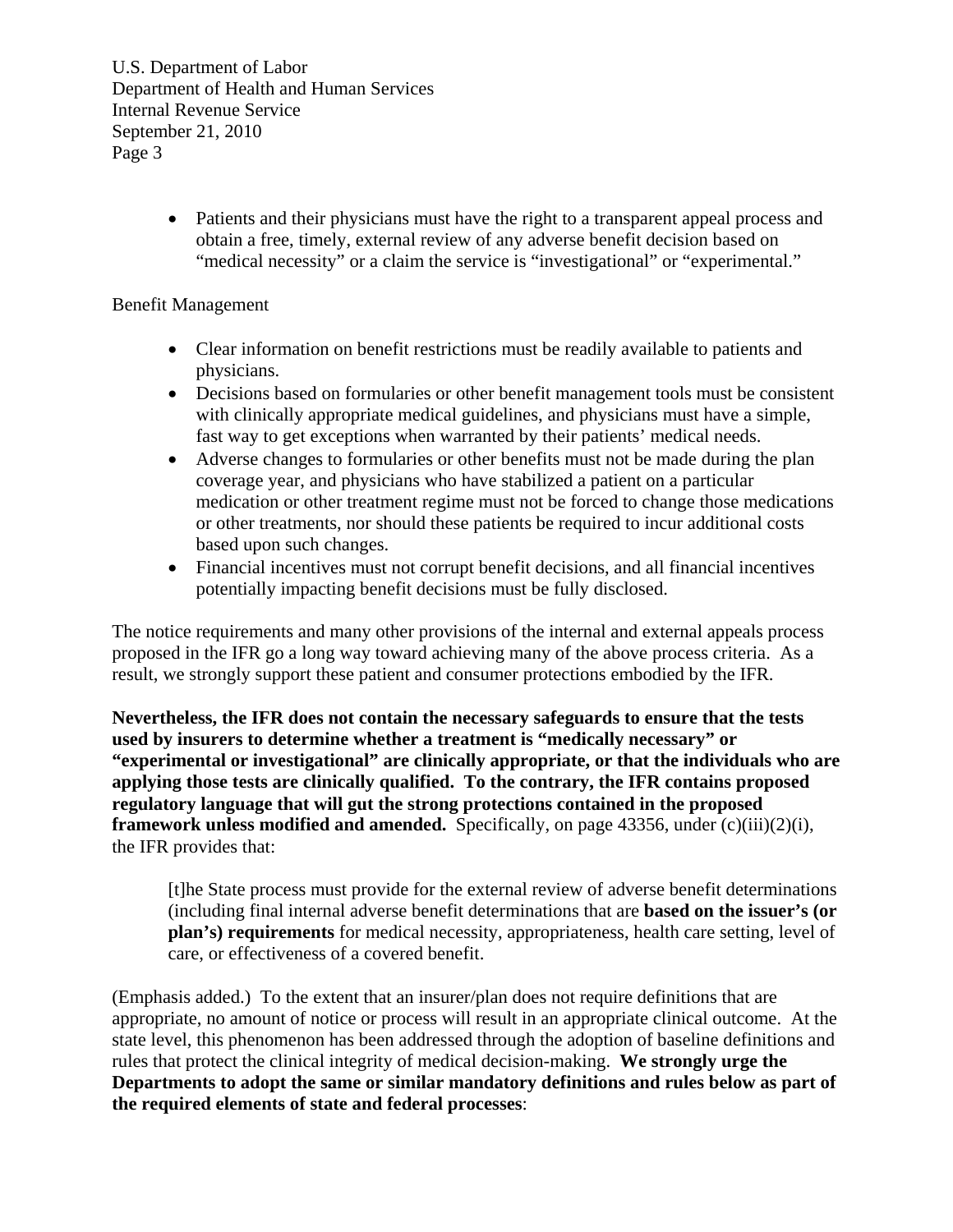- Patients and their physicians must have the right to a transparent appeal process and obtain a free, timely, external review of any adverse benefit decision based on "medical necessity" or a claim the service is "investigational" or "experimental."

Benefit Management

- Clear information on benefit restrictions must be readily available to patients and physicians.
- Decisions based on formularies or other benefit management tools must be consistent with clinically appropriate medical guidelines, and physicians must have a simple, fast way to get exceptions when warranted by their patients' medical needs.
- Adverse changes to formularies or other benefits must not be made during the plan coverage year, and physicians who have stabilized a patient on a particular medication or other treatment regime must not be forced to change those medications or other treatments, nor should these patients be required to incur additional costs based upon such changes.
- Financial incentives must not corrupt benefit decisions, and all financial incentives potentially impacting benefit decisions must be fully disclosed.

The notice requirements and many other provisions of the internal and external appeals process proposed in the IFR go a long way toward achieving many of the above process criteria. As a result, we strongly support these patient and consumer protections embodied by the IFR.

**Nevertheless, the IFR does not contain the necessary safeguards to ensure that the tests used by insurers to determine whether a treatment is "medically necessary" or "experimental or investigational" are clinically appropriate, or that the individuals who are applying those tests are clinically qualified. To the contrary, the IFR contains proposed regulatory language that will gut the strong protections contained in the proposed framework unless modified and amended.** Specifically, on page 43356, under (c)(iii)(2)(i), the IFR provides that:

> [t]he State process must provide for the external review of adverse benefit determinations (including final internal adverse benefit determinations that are **based on the issuer's (or plan's) requirements** for medical necessity, appropriateness, health care setting, level of care, or effectiveness of a covered benefit.

(Emphasis added.) To the extent that an insurer/plan does not require definitions that are appropriate, no amount of notice or process will result in an appropriate clinical outcome. At the state level, this phenomenon has been addressed through the adoption of baseline definitions and rules that protect the clinical integrity of medical decision-making. **We strongly urge the Departments to adopt the same or similar mandatory definitions and rules below as part of the required elements of state and federal processes**: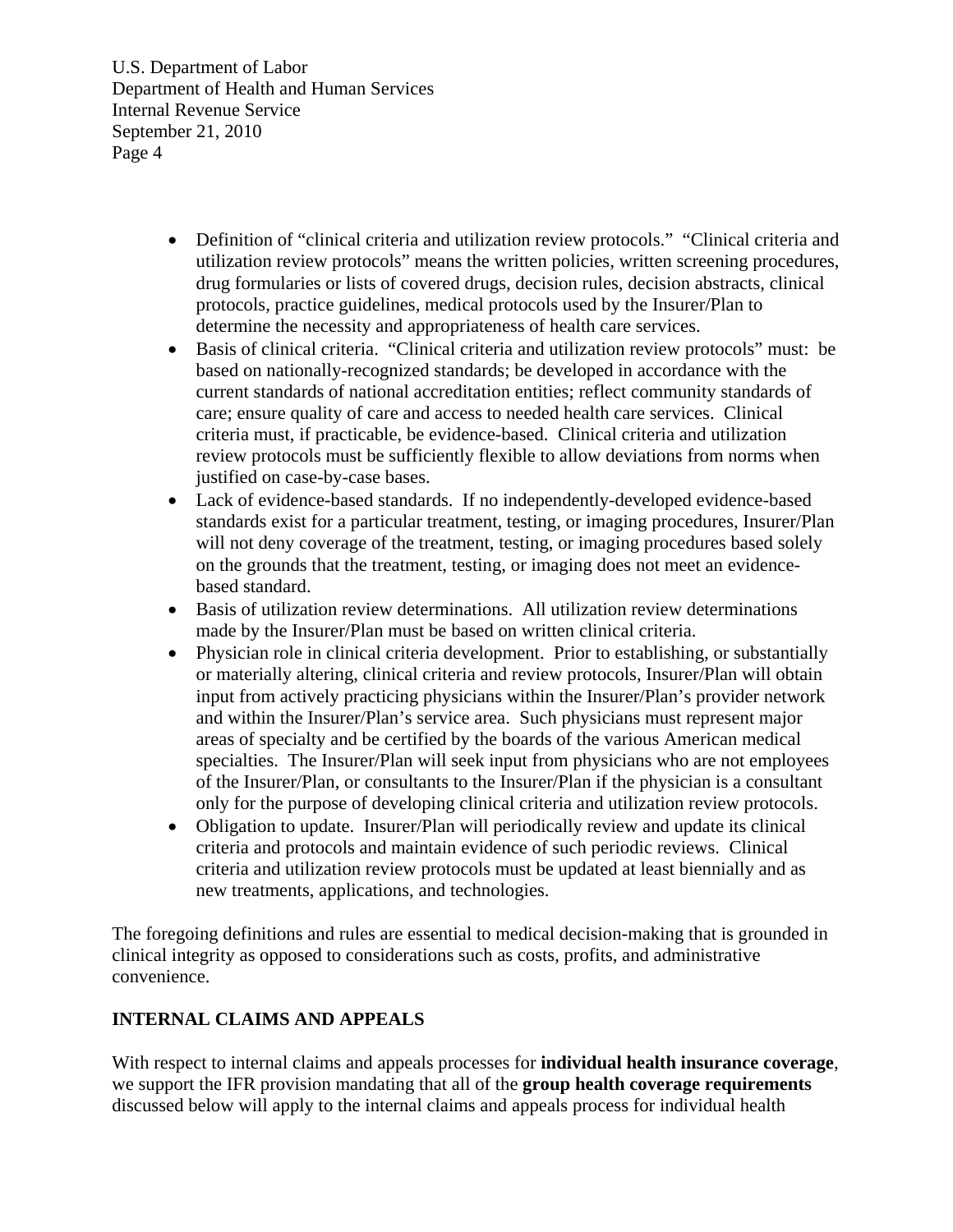- Definition of "clinical criteria and utilization review protocols." "Clinical criteria and utilization review protocols" means the written policies, written screening procedures, drug formularies or lists of covered drugs, decision rules, decision abstracts, clinical protocols, practice guidelines, medical protocols used by the Insurer/Plan to determine the necessity and appropriateness of health care services.
- Basis of clinical criteria. "Clinical criteria and utilization review protocols" must: be based on nationally-recognized standards; be developed in accordance with the current standards of national accreditation entities; reflect community standards of care; ensure quality of care and access to needed health care services. Clinical criteria must, if practicable, be evidence-based. Clinical criteria and utilization review protocols must be sufficiently flexible to allow deviations from norms when justified on case-by-case bases.
- Lack of evidence-based standards. If no independently-developed evidence-based standards exist for a particular treatment, testing, or imaging procedures, Insurer/Plan will not deny coverage of the treatment, testing, or imaging procedures based solely on the grounds that the treatment, testing, or imaging does not meet an evidence-based standard.
- Basis of utilization review determinations. All utilization review determinations made by the Insurer/Plan must be based on written clinical criteria.
- Physician role in clinical criteria development. Prior to establishing, or substantially or materially altering, clinical criteria and review protocols, Insurer/Plan will obtain input from actively practicing physicians within the Insurer/Plan's provider network and within the Insurer/Plan's service area. Such physicians must represent major areas of specialty and be certified by the boards of the various American medical specialties. The Insurer/Plan will seek input from physicians who are not employees of the Insurer/Plan, or consultants to the Insurer/Plan if the physician is a consultant only for the purpose of developing clinical criteria and utilization review protocols.
- Obligation to update. Insurer/Plan will periodically review and update its clinical criteria and protocols and maintain evidence of such periodic reviews. Clinical criteria and utilization review protocols must be updated at least biennially and as new treatments, applications, and technologies.

The foregoing definitions and rules are essential to medical decision-making that is grounded in clinical integrity as opposed to considerations such as costs, profits, and administrative convenience.

## INTERNAL CLAIMS AND APPEALS

With respect to internal claims and appeals processes for **individual health insurance coverage**, we support the IFR provision mandating that all of the **group health coverage requirements** discussed below will apply to the internal claims and appeals process for individual health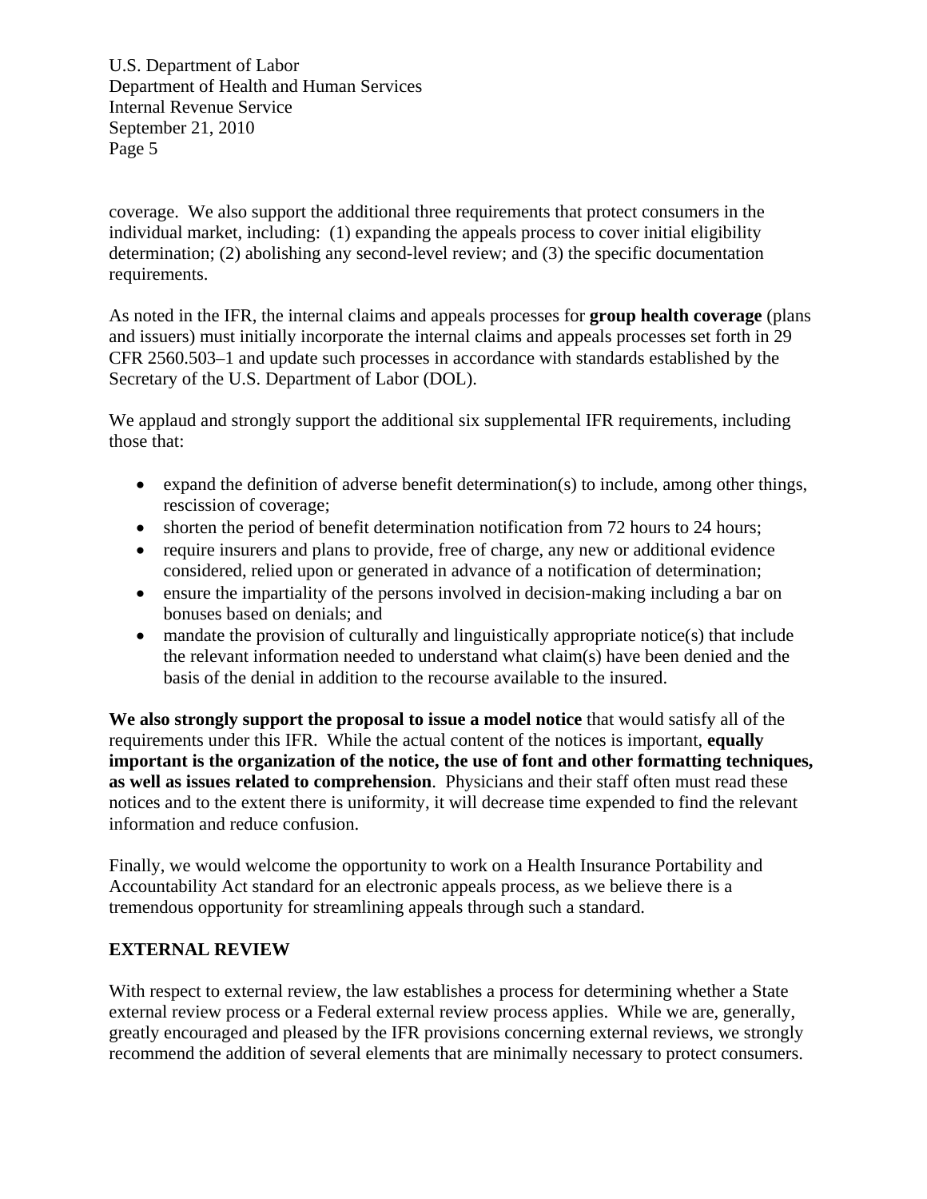coverage. We also support the additional three requirements that protect consumers in the individual market, including: (1) expanding the appeals process to cover initial eligibility determination; (2) abolishing any second-level review; and (3) the specific documentation requirements.

As noted in the IFR, the internal claims and appeals processes for **group health coverage** (plans and issuers) must initially incorporate the internal claims and appeals processes set forth in 29 CFR 2560.503–1 and update such processes in accordance with standards established by the Secretary of the U.S. Department of Labor (DOL).

We applaud and strongly support the additional six supplemental IFR requirements, including those that:

- expand the definition of adverse benefit determination(s) to include, among other things, rescission of coverage;
- shorten the period of benefit determination notification from 72 hours to 24 hours;
- require insurers and plans to provide, free of charge, any new or additional evidence considered, relied upon or generated in advance of a notification of determination;
- ensure the impartiality of the persons involved in decision-making including a bar on bonuses based on denials; and
- mandate the provision of culturally and linguistically appropriate notice(s) that include the relevant information needed to understand what claim(s) have been denied and the basis of the denial in addition to the recourse available to the insured.

**We also strongly support the proposal to issue a model notice** that would satisfy all of the requirements under this IFR. While the actual content of the notices is important, **equally important is the organization of the notice, the use of font and other formatting techniques, as well as issues related to comprehension**. Physicians and their staff often must read these notices and to the extent there is uniformity, it will decrease time expended to find the relevant information and reduce confusion.

Finally, we would welcome the opportunity to work on a Health Insurance Portability and Accountability Act standard for an electronic appeals process, as we believe there is a tremendous opportunity for streamlining appeals through such a standard.

## EXTERNAL REVIEW

With respect to external review, the law establishes a process for determining whether a State external review process or a Federal external review process applies. While we are, generally, greatly encouraged and pleased by the IFR provisions concerning external reviews, we strongly recommend the addition of several elements that are minimally necessary to protect consumers.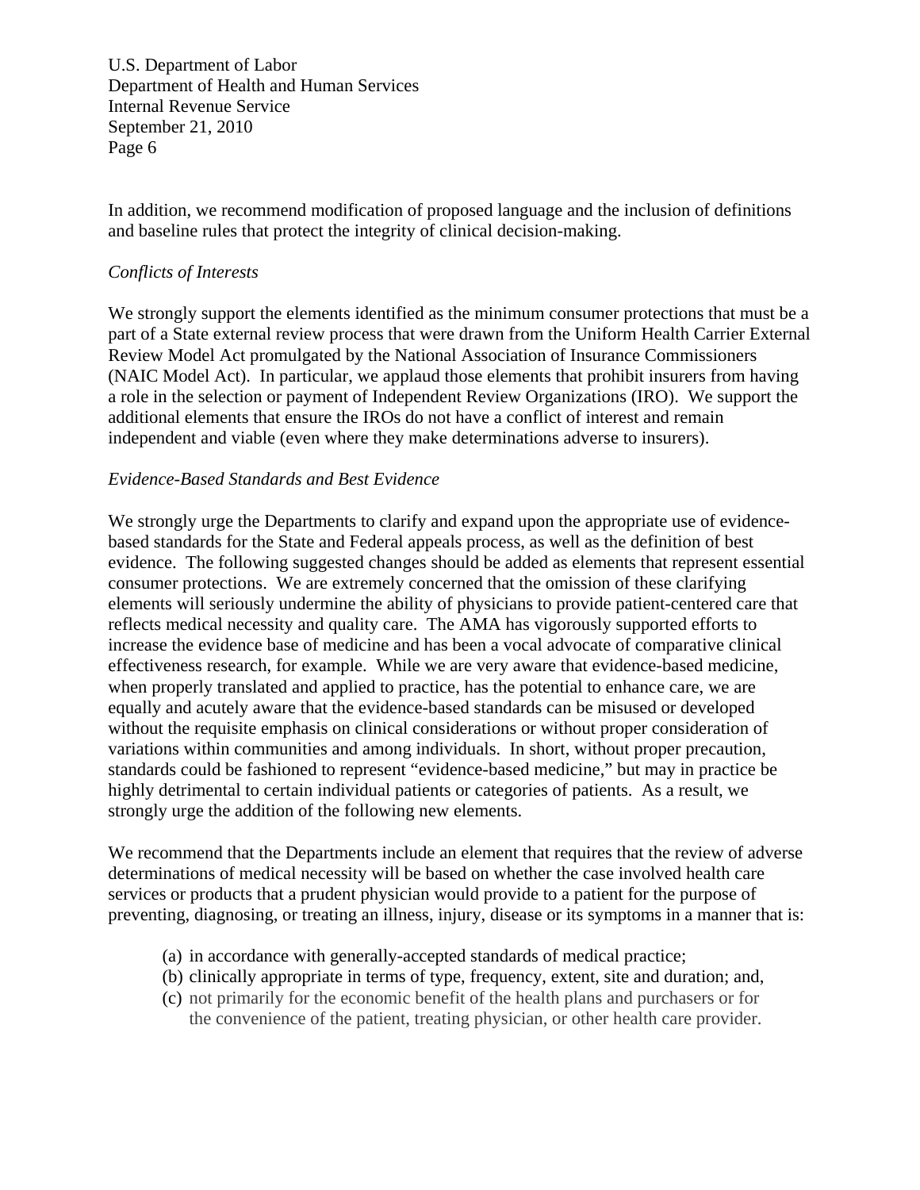In addition, we recommend modification of proposed language and the inclusion of definitions and baseline rules that protect the integrity of clinical decision-making.

*Conflicts of Interests*

We strongly support the elements identified as the minimum consumer protections that must be a part of a State external review process that were drawn from the Uniform Health Carrier External Review Model Act promulgated by the National Association of Insurance Commissioners (NAIC Model Act). In particular, we applaud those elements that prohibit insurers from having a role in the selection or payment of Independent Review Organizations (IRO). We support the additional elements that ensure the IROs do not have a conflict of interest and remain independent and viable (even where they make determinations adverse to insurers).

*Evidence-Based Standards and Best Evidence*

We strongly urge the Departments to clarify and expand upon the appropriate use of evidence-based standards for the State and Federal appeals process, as well as the definition of best evidence. The following suggested changes should be added as elements that represent essential consumer protections. We are extremely concerned that the omission of these clarifying elements will seriously undermine the ability of physicians to provide patient-centered care that reflects medical necessity and quality care. The AMA has vigorously supported efforts to increase the evidence base of medicine and has been a vocal advocate of comparative clinical effectiveness research, for example. While we are very aware that evidence-based medicine, when properly translated and applied to practice, has the potential to enhance care, we are equally and acutely aware that the evidence-based standards can be misused or developed without the requisite emphasis on clinical considerations or without proper consideration of variations within communities and among individuals. In short, without proper precaution, standards could be fashioned to represent "evidence-based medicine," but may in practice be highly detrimental to certain individual patients or categories of patients. As a result, we strongly urge the addition of the following new elements.

We recommend that the Departments include an element that requires that the review of adverse determinations of medical necessity will be based on whether the case involved health care services or products that a prudent physician would provide to a patient for the purpose of preventing, diagnosing, or treating an illness, injury, disease or its symptoms in a manner that is:

(a) in accordance with generally-accepted standards of medical practice;
(b) clinically appropriate in terms of type, frequency, extent, site and duration; and,
(c) not primarily for the economic benefit of the health plans and purchasers or for the convenience of the patient, treating physician, or other health care provider.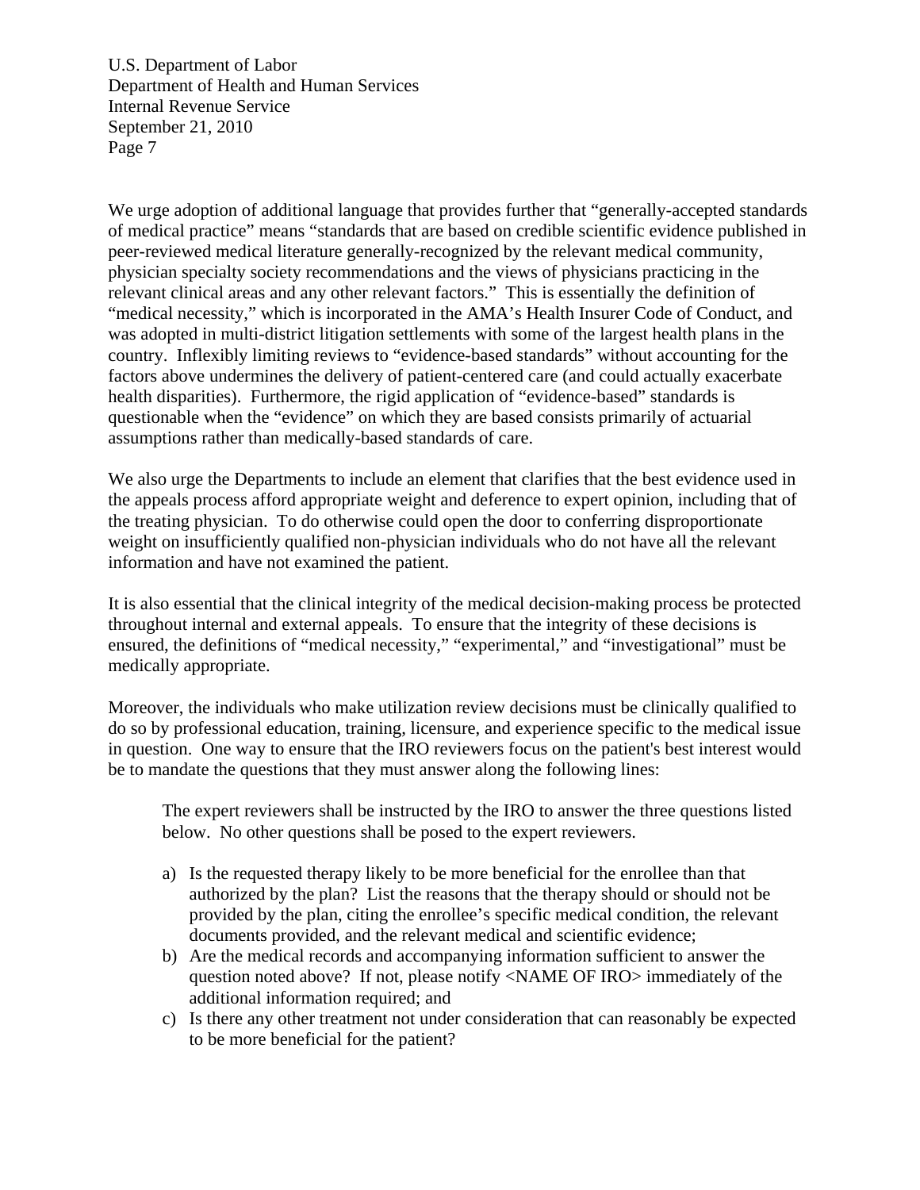We urge adoption of additional language that provides further that "generally-accepted standards of medical practice" means "standards that are based on credible scientific evidence published in peer-reviewed medical literature generally-recognized by the relevant medical community, physician specialty society recommendations and the views of physicians practicing in the relevant clinical areas and any other relevant factors." This is essentially the definition of "medical necessity," which is incorporated in the AMA's Health Insurer Code of Conduct, and was adopted in multi-district litigation settlements with some of the largest health plans in the country. Inflexibly limiting reviews to "evidence-based standards" without accounting for the factors above undermines the delivery of patient-centered care (and could actually exacerbate health disparities). Furthermore, the rigid application of "evidence-based" standards is questionable when the "evidence" on which they are based consists primarily of actuarial assumptions rather than medically-based standards of care.

We also urge the Departments to include an element that clarifies that the best evidence used in the appeals process afford appropriate weight and deference to expert opinion, including that of the treating physician. To do otherwise could open the door to conferring disproportionate weight on insufficiently qualified non-physician individuals who do not have all the relevant information and have not examined the patient.

It is also essential that the clinical integrity of the medical decision-making process be protected throughout internal and external appeals. To ensure that the integrity of these decisions is ensured, the definitions of "medical necessity," "experimental," and "investigational" must be medically appropriate.

Moreover, the individuals who make utilization review decisions must be clinically qualified to do so by professional education, training, licensure, and experience specific to the medical issue in question. One way to ensure that the IRO reviewers focus on the patient's best interest would be to mandate the questions that they must answer along the following lines:

> The expert reviewers shall be instructed by the IRO to answer the three questions listed below. No other questions shall be posed to the expert reviewers.
>
> a) Is the requested therapy likely to be more beneficial for the enrollee than that authorized by the plan? List the reasons that the therapy should or should not be provided by the plan, citing the enrollee's specific medical condition, the relevant documents provided, and the relevant medical and scientific evidence;
> b) Are the medical records and accompanying information sufficient to answer the question noted above? If not, please notify <NAME OF IRO> immediately of the additional information required; and
> c) Is there any other treatment not under consideration that can reasonably be expected to be more beneficial for the patient?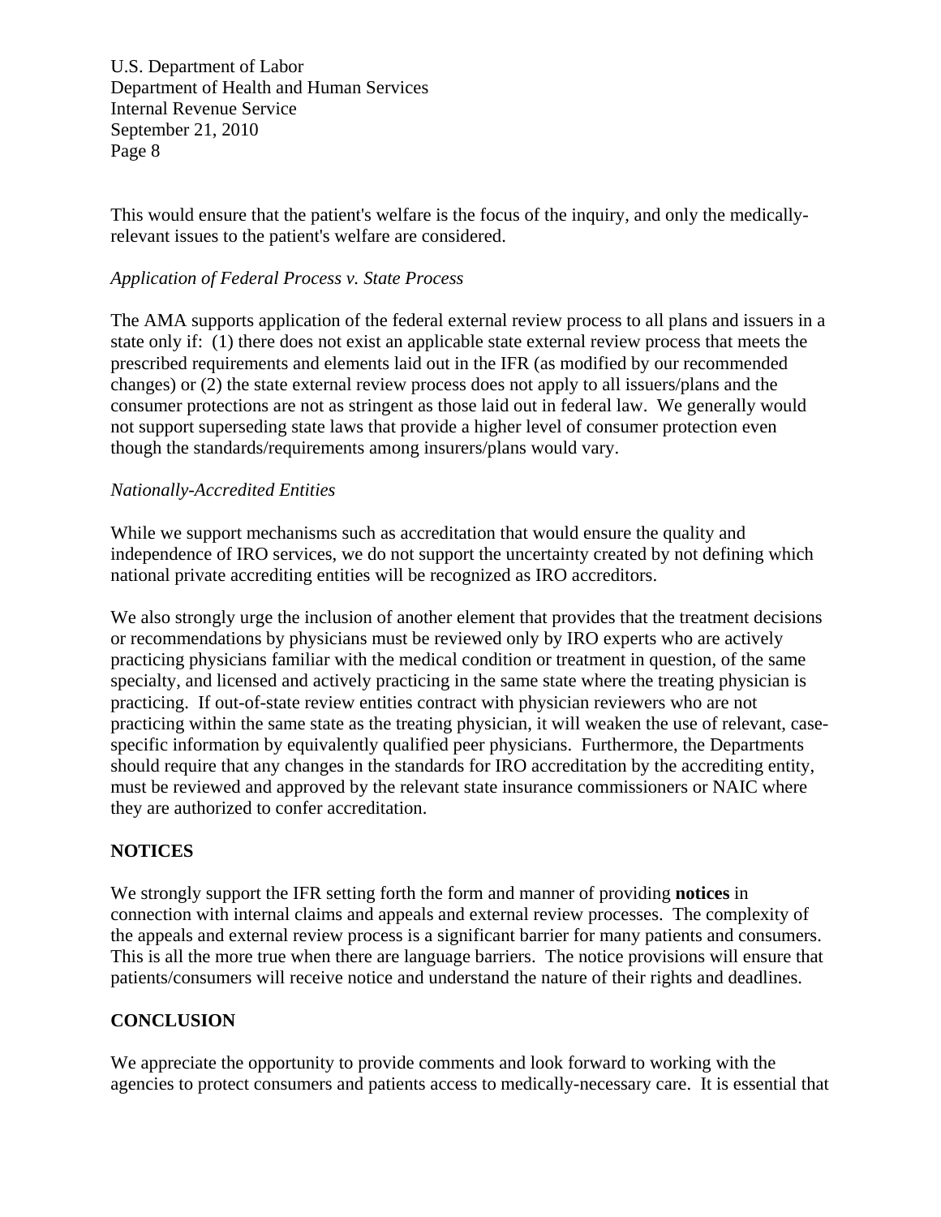This would ensure that the patient's welfare is the focus of the inquiry, and only the medically-relevant issues to the patient's welfare are considered.

*Application of Federal Process v. State Process*

The AMA supports application of the federal external review process to all plans and issuers in a state only if: (1) there does not exist an applicable state external review process that meets the prescribed requirements and elements laid out in the IFR (as modified by our recommended changes) or (2) the state external review process does not apply to all issuers/plans and the consumer protections are not as stringent as those laid out in federal law. We generally would not support superseding state laws that provide a higher level of consumer protection even though the standards/requirements among insurers/plans would vary.

*Nationally-Accredited Entities*

While we support mechanisms such as accreditation that would ensure the quality and independence of IRO services, we do not support the uncertainty created by not defining which national private accrediting entities will be recognized as IRO accreditors.

We also strongly urge the inclusion of another element that provides that the treatment decisions or recommendations by physicians must be reviewed only by IRO experts who are actively practicing physicians familiar with the medical condition or treatment in question, of the same specialty, and licensed and actively practicing in the same state where the treating physician is practicing. If out-of-state review entities contract with physician reviewers who are not practicing within the same state as the treating physician, it will weaken the use of relevant, case-specific information by equivalently qualified peer physicians. Furthermore, the Departments should require that any changes in the standards for IRO accreditation by the accrediting entity, must be reviewed and approved by the relevant state insurance commissioners or NAIC where they are authorized to confer accreditation.

## NOTICES

We strongly support the IFR setting forth the form and manner of providing **notices** in connection with internal claims and appeals and external review processes. The complexity of the appeals and external review process is a significant barrier for many patients and consumers. This is all the more true when there are language barriers. The notice provisions will ensure that patients/consumers will receive notice and understand the nature of their rights and deadlines.

## CONCLUSION

We appreciate the opportunity to provide comments and look forward to working with the agencies to protect consumers and patients access to medically-necessary care. It is essential that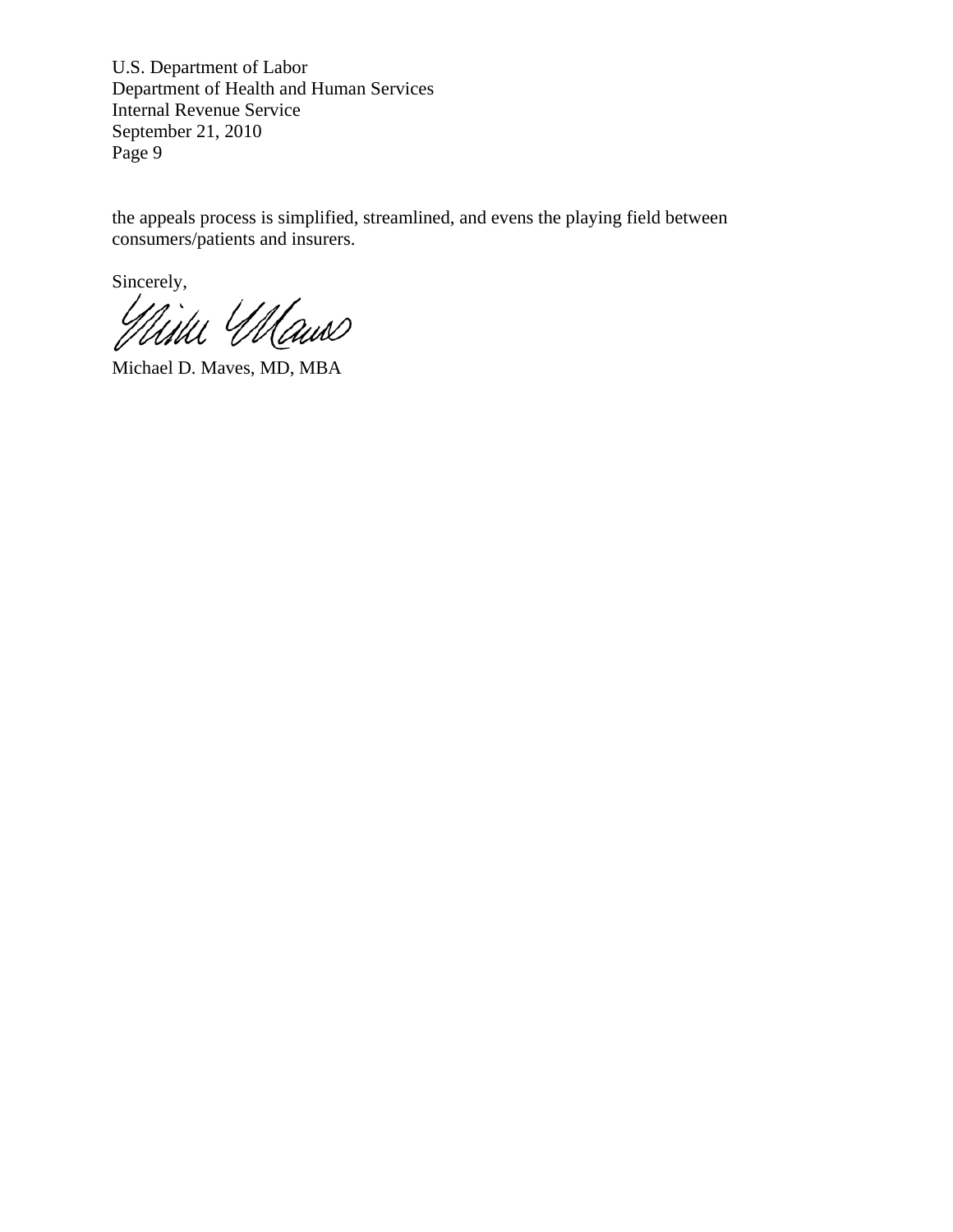the appeals process is simplified, streamlined, and evens the playing field between consumers/patients and insurers.

Sincerely,

Michael D. Maves, MD, MBA